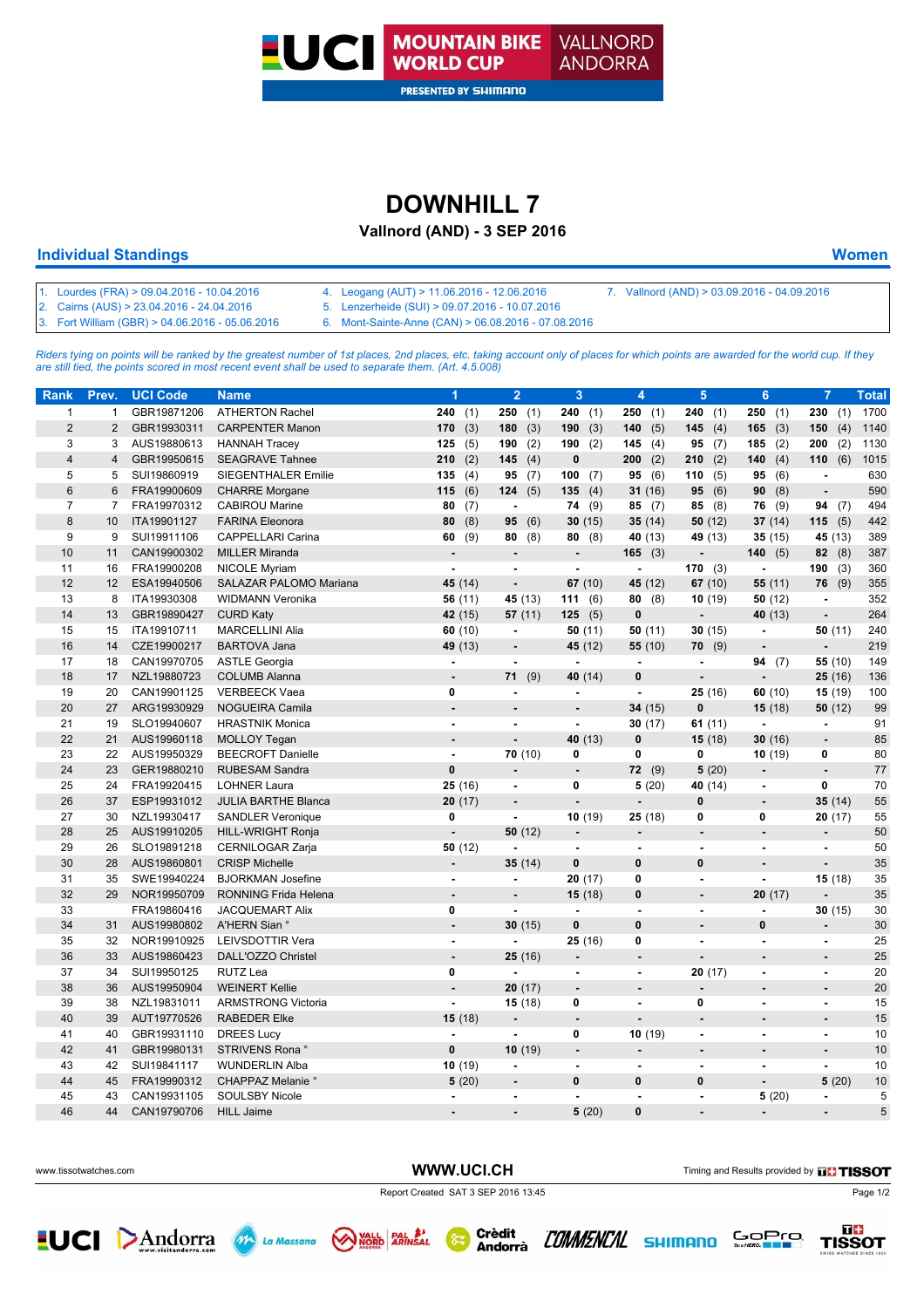UCI MOUNTAIN BIKE WORLD CUP VALLNORD ANDORRA

PRESENTED BY SHIMANO

# DOWNHILL 7

## Vallnord (AND) - 3 SEP 2016

**Individual Standings** — **Women**

1. Lourdes (FRA) > 09.04.2016 - 10.04.2016
2. Cairns (AUS) > 23.04.2016 - 24.04.2016
3. Fort William (GBR) > 04.06.2016 - 05.06.2016
4. Leogang (AUT) > 11.06.2016 - 12.06.2016
5. Lenzerheide (SUI) > 09.07.2016 - 10.07.2016
6. Mont-Sainte-Anne (CAN) > 06.08.2016 - 07.08.2016
7. Vallnord (AND) > 03.09.2016 - 04.09.2016

*Riders tying on points will be ranked by the greatest number of 1st places, 2nd places, etc. taking account only of places for which points are awarded for the world cup. If they are still tied, the points scored in most recent event shall be used to separate them. (Art. 4.5.008)*

| Rank | Prev. | UCI Code | Name | 1 | 2 | 3 | 4 | 5 | 6 | 7 | Total |
|---|---|---|---|---|---|---|---|---|---|---|---|
| 1 | 1 | GBR19871206 | ATHERTON Rachel | 240 (1) | 250 (1) | 240 (1) | 250 (1) | 240 (1) | 250 (1) | 230 (1) | 1700 |
| 2 | 2 | GBR19930311 | CARPENTER Manon | 170 (3) | 180 (3) | 190 (3) | 140 (5) | 145 (4) | 165 (3) | 150 (4) | 1140 |
| 3 | 3 | AUS19880613 | HANNAH Tracey | 125 (5) | 190 (2) | 190 (2) | 145 (4) | 95 (7) | 185 (2) | 200 (2) | 1130 |
| 4 | 4 | GBR19950615 | SEAGRAVE Tahnee | 210 (2) | 145 (4) | 0 | 200 (2) | 210 (2) | 140 (4) | 110 (6) | 1015 |
| 5 | 5 | SUI19860919 | SIEGENTHALER Emilie | 135 (4) | 95 (7) | 100 (7) | 95 (6) | 110 (5) | 95 (6) | - | 630 |
| 6 | 6 | FRA19900609 | CHARRE Morgane | 115 (6) | 124 (5) | 135 (4) | 31 (16) | 95 (6) | 90 (8) | - | 590 |
| 7 | 7 | FRA19970312 | CABIROU Marine | 80 (7) | - | 74 (9) | 85 (7) | 85 (8) | 76 (9) | 94 (7) | 494 |
| 8 | 10 | ITA19901127 | FARINA Eleonora | 80 (8) | 95 (6) | 30 (15) | 35 (14) | 50 (12) | 37 (14) | 115 (5) | 442 |
| 9 | 9 | SUI19911106 | CAPPELLARI Carina | 60 (9) | 80 (8) | 80 (8) | 40 (13) | 49 (13) | 35 (15) | 45 (13) | 389 |
| 10 | 11 | CAN19900302 | MILLER Miranda | - | - | - | 165 (3) | - | 140 (5) | 82 (8) | 387 |
| 11 | 16 | FRA19900208 | NICOLE Myriam | - | - | - | - | 170 (3) | - | 190 (3) | 360 |
| 12 | 12 | ESA19940506 | SALAZAR PALOMO Mariana | 45 (14) | - | 67 (10) | 45 (12) | 67 (10) | 55 (11) | 76 (9) | 355 |
| 13 | 8 | ITA19930308 | WIDMANN Veronika | 56 (11) | 45 (13) | 111 (6) | 80 (8) | 10 (19) | 50 (12) | - | 352 |
| 14 | 13 | GBR19890427 | CURD Katy | 42 (15) | 57 (11) | 125 (5) | 0 | - | 40 (13) | - | 264 |
| 15 | 15 | ITA19910711 | MARCELLINI Alia | 60 (10) | - | 50 (11) | 50 (11) | 30 (15) | - | 50 (11) | 240 |
| 16 | 14 | CZE19900217 | BARTOVA Jana | 49 (13) | - | 45 (12) | 55 (10) | 70 (9) | - | - | 219 |
| 17 | 18 | CAN19970705 | ASTLE Georgia | - | - | - | - | - | 94 (7) | 55 (10) | 149 |
| 18 | 17 | NZL19880723 | COLUMB Alanna | - | 71 (9) | 40 (14) | 0 | - | - | 25 (16) | 136 |
| 19 | 20 | CAN19901125 | VERBEECK Vaea | 0 | - | - | - | 25 (16) | 60 (10) | 15 (19) | 100 |
| 20 | 27 | ARG19930929 | NOGUEIRA Camila | - | - | - | 34 (15) | 0 | 15 (18) | 50 (12) | 99 |
| 21 | 19 | SLO19940607 | HRASTNIK Monica | - | - | - | 30 (17) | 61 (11) | - | - | 91 |
| 22 | 21 | AUS19960118 | MOLLOY Tegan | - | - | 40 (13) | 0 | 15 (18) | 30 (16) | - | 85 |
| 23 | 22 | AUS19950329 | BEECROFT Danielle | - | 70 (10) | 0 | 0 | 0 | 10 (19) | 0 | 80 |
| 24 | 23 | GER19880210 | RUBESAM Sandra | 0 | - | - | 72 (9) | 5 (20) | - | - | 77 |
| 25 | 24 | FRA19920415 | LOHNER Laura | 25 (16) | - | 0 | 5 (20) | 40 (14) | - | 0 | 70 |
| 26 | 37 | ESP19931012 | JULIA BARTHE Blanca | 20 (17) | - | - | - | 0 | - | 35 (14) | 55 |
| 27 | 30 | NZL19930417 | SANDLER Veronique | 0 | - | 10 (19) | 25 (18) | 0 | 0 | 20 (17) | 55 |
| 28 | 25 | AUS19910205 | HILL-WRIGHT Ronja | - | 50 (12) | - | - | - | - | - | 50 |
| 29 | 26 | SLO19891218 | CERNILOGAR Zarja | 50 (12) | - | - | - | - | - | - | 50 |
| 30 | 28 | AUS19860801 | CRISP Michelle | - | 35 (14) | 0 | 0 | 0 | - | - | 35 |
| 31 | 35 | SWE19940224 | BJORKMAN Josefine | - | - | 20 (17) | 0 | - | - | 15 (18) | 35 |
| 32 | 29 | NOR19950709 | RONNING Frida Helena | - | - | 15 (18) | 0 | - | 20 (17) | - | 35 |
| 33 | | FRA19860416 | JACQUEMART Alix | 0 | - | - | - | - | - | 30 (15) | 30 |
| 34 | 31 | AUS19980802 | A'HERN Sian ° | - | 30 (15) | 0 | 0 | - | 0 | - | 30 |
| 35 | 32 | NOR19910925 | LEIVSDOTTIR Vera | - | - | 25 (16) | 0 | - | - | - | 25 |
| 36 | 33 | AUS19860423 | DALL'OZZO Christel | - | 25 (16) | - | - | - | - | - | 25 |
| 37 | 34 | SUI19950125 | RUTZ Lea | 0 | - | - | - | 20 (17) | - | - | 20 |
| 38 | 36 | AUS19950904 | WEINERT Kellie | - | 20 (17) | - | - | - | - | - | 20 |
| 39 | 38 | NZL19831011 | ARMSTRONG Victoria | - | 15 (18) | 0 | - | 0 | - | - | 15 |
| 40 | 39 | AUT19770526 | RABEDER Elke | 15 (18) | - | - | - | - | - | - | 15 |
| 41 | 40 | GBR19931110 | DREES Lucy | - | - | 0 | 10 (19) | - | - | - | 10 |
| 42 | 41 | GBR19980131 | STRIVENS Rona ° | 0 | 10 (19) | - | - | - | - | - | 10 |
| 43 | 42 | SUI19841117 | WUNDERLIN Alba | 10 (19) | - | - | - | - | - | - | 10 |
| 44 | 45 | FRA19990312 | CHAPPAZ Melanie ° | 5 (20) | - | 0 | 0 | 0 | - | 5 (20) | 10 |
| 45 | 43 | CAN19931105 | SOULSBY Nicole | - | - | - | - | - | 5 (20) | - | 5 |
| 46 | 44 | CAN19790706 | HILL Jaime | - | - | 5 (20) | 0 | - | - | - | 5 |

www.tissotwatches.com WWW.UCI.CH Timing and Results provided by TISSOT

Report Created SAT 3 SEP 2016 13:45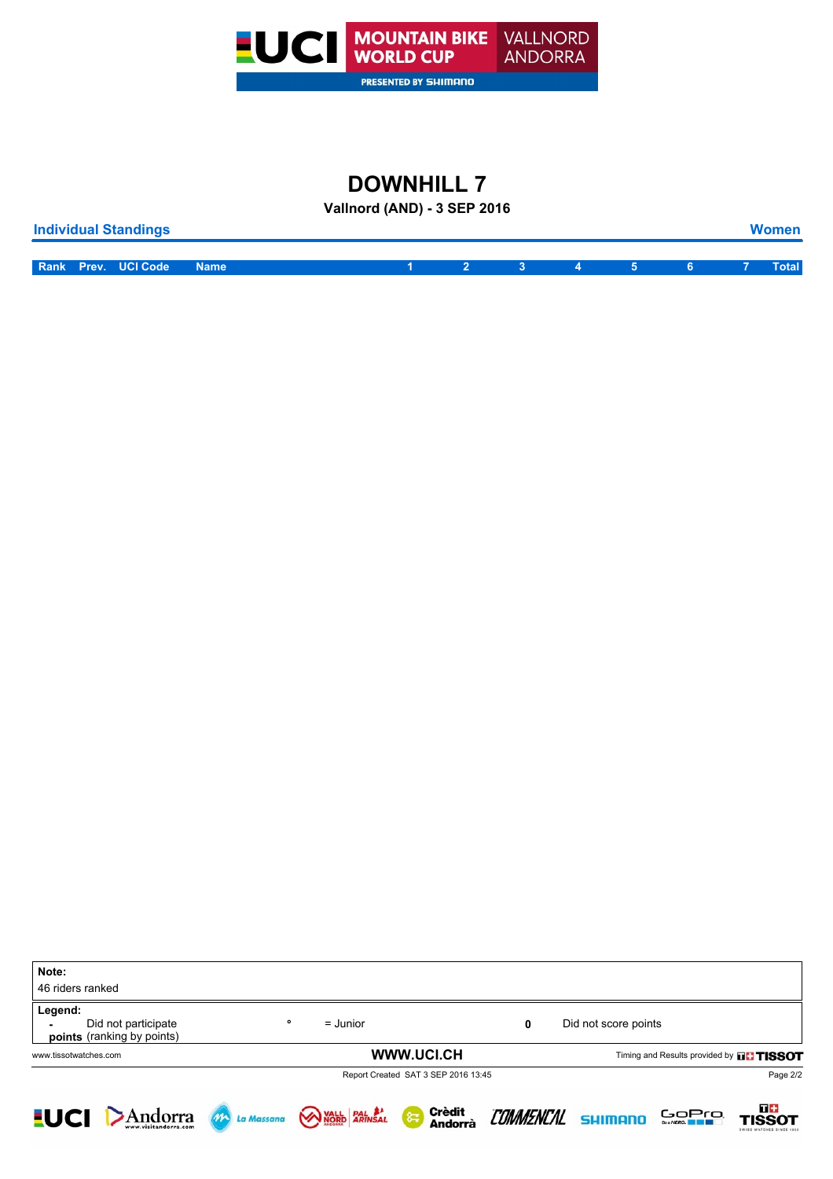# DOWNHILL 7

**Vallnord (AND) - 3 SEP 2016**

**Individual Standings** | **Women**

| Rank | Prev. | UCI Code | Name | 1 | 2 | 3 | 4 | 5 | 6 | 7 | Total |
|---|---|---|---|---|---|---|---|---|---|---|---|

**Note:**
46 riders ranked

**Legend:**

| | | | | | |
|---|---|---|---|---|---|
| - | Did not participate | ° | = Junior | 0 | Did not score points |
| **points** | (ranking by points) | | | | |

www.tissotwatches.com

**WWW.UCI.CH**

Timing and Results provided by TISSOT

Report Created SAT 3 SEP 2016 13:45